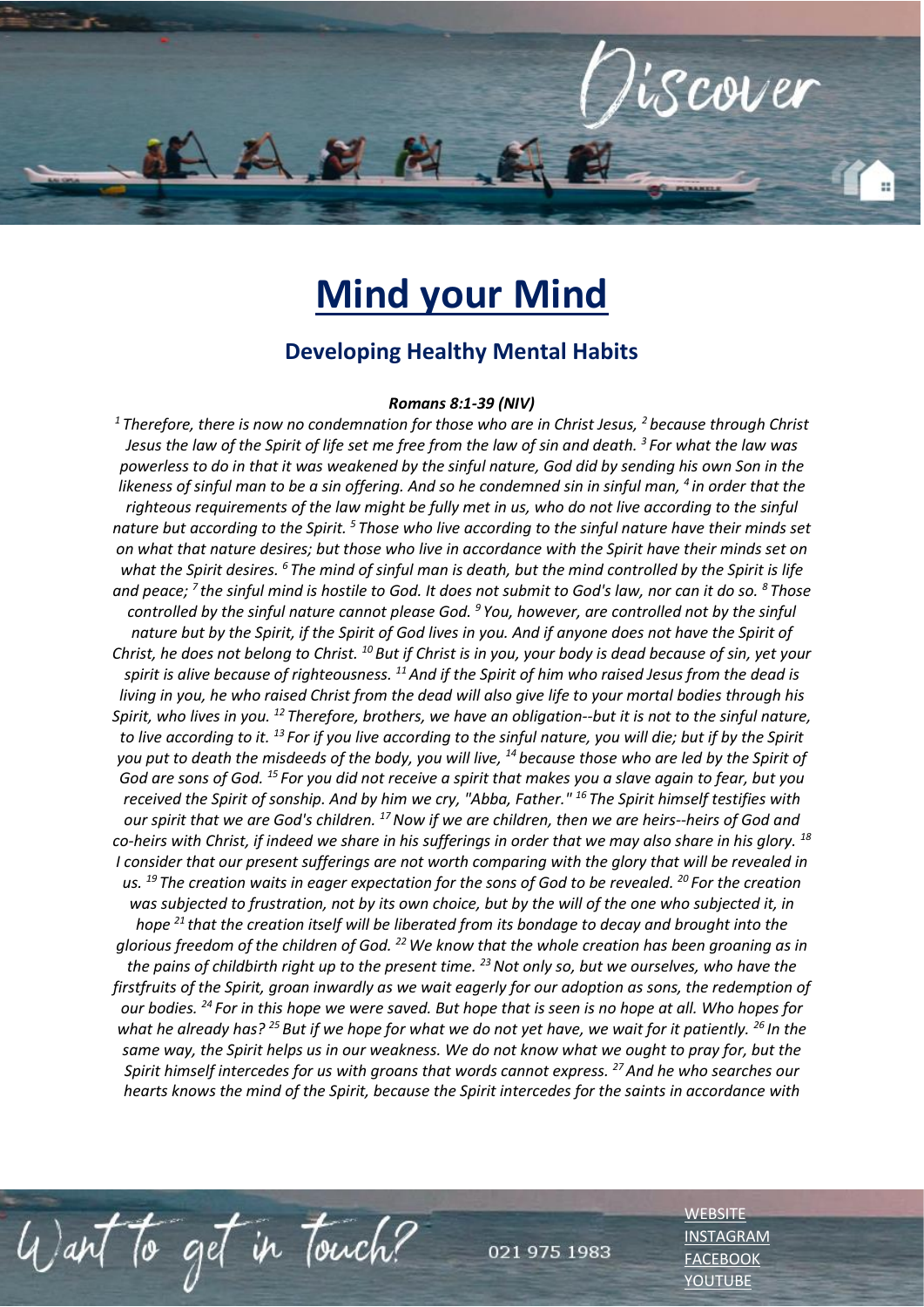# Mind your Mind

## Developing Healthy Mental Habits

***Romans 8:1-39 (NIV)***

*[1] Therefore, there is now no condemnation for those who are in Christ Jesus, [2] because through Christ Jesus the law of the Spirit of life set me free from the law of sin and death. [3] For what the law was powerless to do in that it was weakened by the sinful nature, God did by sending his own Son in the likeness of sinful man to be a sin offering. And so he condemned sin in sinful man, [4] in order that the righteous requirements of the law might be fully met in us, who do not live according to the sinful nature but according to the Spirit. [5] Those who live according to the sinful nature have their minds set on what that nature desires; but those who live in accordance with the Spirit have their minds set on what the Spirit desires. [6] The mind of sinful man is death, but the mind controlled by the Spirit is life and peace; [7] the sinful mind is hostile to God. It does not submit to God's law, nor can it do so. [8] Those controlled by the sinful nature cannot please God. [9] You, however, are controlled not by the sinful nature but by the Spirit, if the Spirit of God lives in you. And if anyone does not have the Spirit of Christ, he does not belong to Christ. [10] But if Christ is in you, your body is dead because of sin, yet your spirit is alive because of righteousness. [11] And if the Spirit of him who raised Jesus from the dead is living in you, he who raised Christ from the dead will also give life to your mortal bodies through his Spirit, who lives in you. [12] Therefore, brothers, we have an obligation--but it is not to the sinful nature, to live according to it. [13] For if you live according to the sinful nature, you will die; but if by the Spirit you put to death the misdeeds of the body, you will live, [14] because those who are led by the Spirit of God are sons of God. [15] For you did not receive a spirit that makes you a slave again to fear, but you received the Spirit of sonship. And by him we cry, "Abba, Father." [16] The Spirit himself testifies with our spirit that we are God's children. [17] Now if we are children, then we are heirs--heirs of God and co-heirs with Christ, if indeed we share in his sufferings in order that we may also share in his glory. [18] I consider that our present sufferings are not worth comparing with the glory that will be revealed in us. [19] The creation waits in eager expectation for the sons of God to be revealed. [20] For the creation was subjected to frustration, not by its own choice, but by the will of the one who subjected it, in hope [21] that the creation itself will be liberated from its bondage to decay and brought into the glorious freedom of the children of God. [22] We know that the whole creation has been groaning as in the pains of childbirth right up to the present time. [23] Not only so, but we ourselves, who have the firstfruits of the Spirit, groan inwardly as we wait eagerly for our adoption as sons, the redemption of our bodies. [24] For in this hope we were saved. But hope that is seen is no hope at all. Who hopes for what he already has? [25] But if we hope for what we do not yet have, we wait for it patiently. [26] In the same way, the Spirit helps us in our weakness. We do not know what we ought to pray for, but the Spirit himself intercedes for us with groans that words cannot express. [27] And he who searches our hearts knows the mind of the Spirit, because the Spirit intercedes for the saints in accordance with*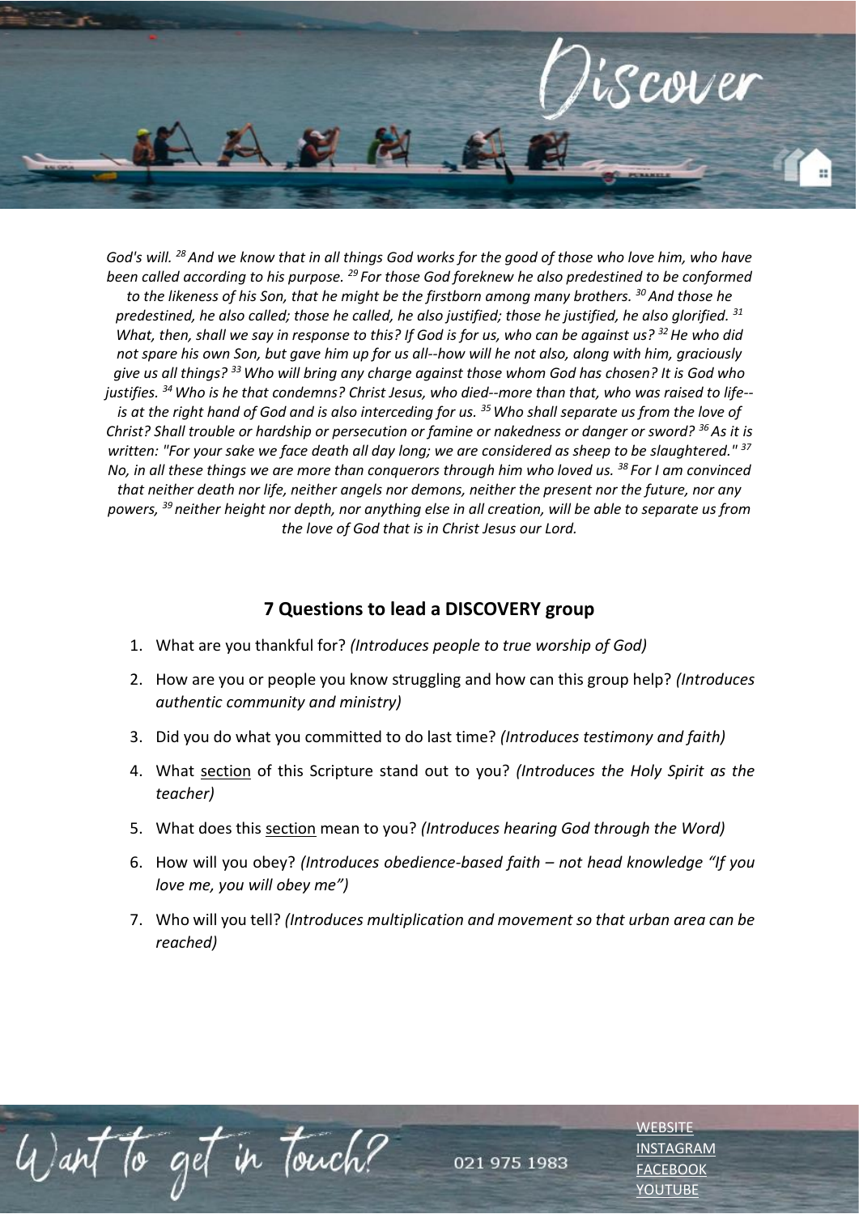*God's will. [28] And we know that in all things God works for the good of those who love him, who have been called according to his purpose. [29] For those God foreknew he also predestined to be conformed to the likeness of his Son, that he might be the firstborn among many brothers. [30] And those he predestined, he also called; those he called, he also justified; those he justified, he also glorified. [31] What, then, shall we say in response to this? If God is for us, who can be against us? [32] He who did not spare his own Son, but gave him up for us all--how will he not also, along with him, graciously give us all things? [33] Who will bring any charge against those whom God has chosen? It is God who justifies. [34] Who is he that condemns? Christ Jesus, who died--more than that, who was raised to life--is at the right hand of God and is also interceding for us. [35] Who shall separate us from the love of Christ? Shall trouble or hardship or persecution or famine or nakedness or danger or sword? [36] As it is written: "For your sake we face death all day long; we are considered as sheep to be slaughtered." [37] No, in all these things we are more than conquerors through him who loved us. [38] For I am convinced that neither death nor life, neither angels nor demons, neither the present nor the future, nor any powers, [39] neither height nor depth, nor anything else in all creation, will be able to separate us from the love of God that is in Christ Jesus our Lord.*

## 7 Questions to lead a DISCOVERY group

1. What are you thankful for? *(Introduces people to true worship of God)*
2. How are you or people you know struggling and how can this group help? *(Introduces authentic community and ministry)*
3. Did you do what you committed to do last time? *(Introduces testimony and faith)*
4. What <u>section</u> of this Scripture stand out to you? *(Introduces the Holy Spirit as the teacher)*
5. What does this <u>section</u> mean to you? *(Introduces hearing God through the Word)*
6. How will you obey? *(Introduces obedience-based faith – not head knowledge "If you love me, you will obey me")*
7. Who will you tell? *(Introduces multiplication and movement so that urban area can be reached)*

Want to get in touch?

021 975 1983

WEBSITE
INSTAGRAM
FACEBOOK
YOUTUBE